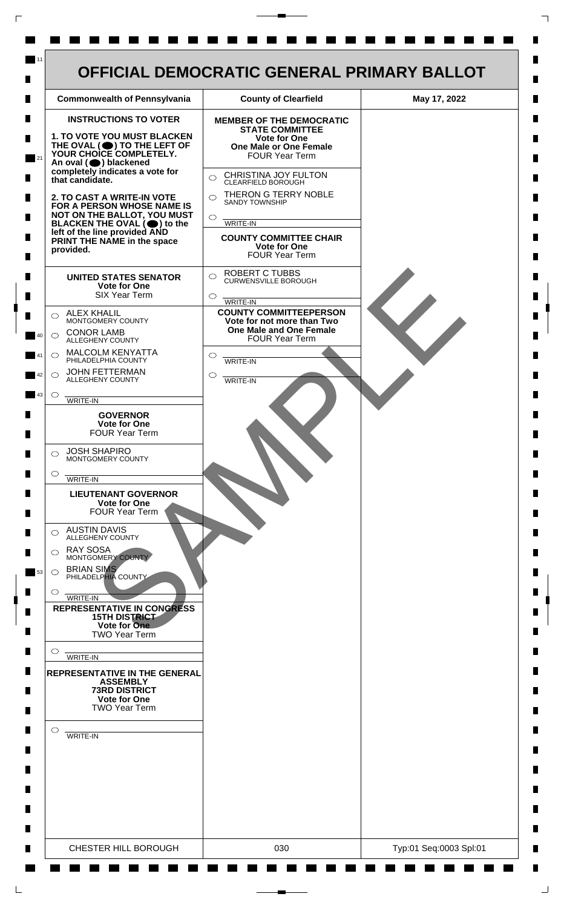# OFFICIAL DEMOCRATIC GENERAL PRIMARY BALLOT

| Commonwealth of Pennsylvania | County of Clearfield | May 17, 2022 |
|---|---|---|

**INSTRUCTIONS TO VOTER**

**1. TO VOTE YOU MUST BLACKEN THE OVAL (⬤) TO THE LEFT OF YOUR CHOICE COMPLETELY.** An oval (⬤) blackened completely indicates a vote for that candidate.

**2. TO CAST A WRITE-IN VOTE FOR A PERSON WHOSE NAME IS NOT ON THE BALLOT, YOU MUST BLACKEN THE OVAL (⬤) to the left of the line provided AND PRINT THE NAME in the space provided.**

### UNITED STATES SENATOR
**Vote for One**
SIX Year Term

- ○ ALEX KHALIL — MONTGOMERY COUNTY
- ○ CONOR LAMB — ALLEGHENY COUNTY
- ○ MALCOLM KENYATTA — PHILADELPHIA COUNTY
- ○ JOHN FETTERMAN — ALLEGHENY COUNTY
- ○ ________ WRITE-IN

### GOVERNOR
**Vote for One**
FOUR Year Term

- ○ JOSH SHAPIRO — MONTGOMERY COUNTY
- ○ ________ WRITE-IN

### LIEUTENANT GOVERNOR
**Vote for One**
FOUR Year Term

- ○ AUSTIN DAVIS — ALLEGHENY COUNTY
- ○ RAY SOSA — MONTGOMERY COUNTY
- ○ BRIAN SIMS — PHILADELPHIA COUNTY
- ○ ________ WRITE-IN

### REPRESENTATIVE IN CONGRESS
**15TH DISTRICT**
**Vote for One**
TWO Year Term

- ○ ________ WRITE-IN

### REPRESENTATIVE IN THE GENERAL ASSEMBLY
**73RD DISTRICT**
**Vote for One**
TWO Year Term

- ○ ________ WRITE-IN

### MEMBER OF THE DEMOCRATIC STATE COMMITTEE
**Vote for One**
**One Male or One Female**
FOUR Year Term

- ○ CHRISTINA JOY FULTON — CLEARFIELD BOROUGH
- ○ THERON G TERRY NOBLE — SANDY TOWNSHIP
- ○ ________ WRITE-IN

### COUNTY COMMITTEE CHAIR
**Vote for One**
FOUR Year Term

- ○ ROBERT C TUBBS — CURWENSVILLE BOROUGH
- ○ ________ WRITE-IN

### COUNTY COMMITTEEPERSON
**Vote for not more than Two**
**One Male and One Female**
FOUR Year Term

- ○ ________ WRITE-IN
- ○ ________ WRITE-IN

SAMPLE

| CHESTER HILL BOROUGH | 030 | Typ:01 Seq:0003 Spl:01 |
|---|---|---|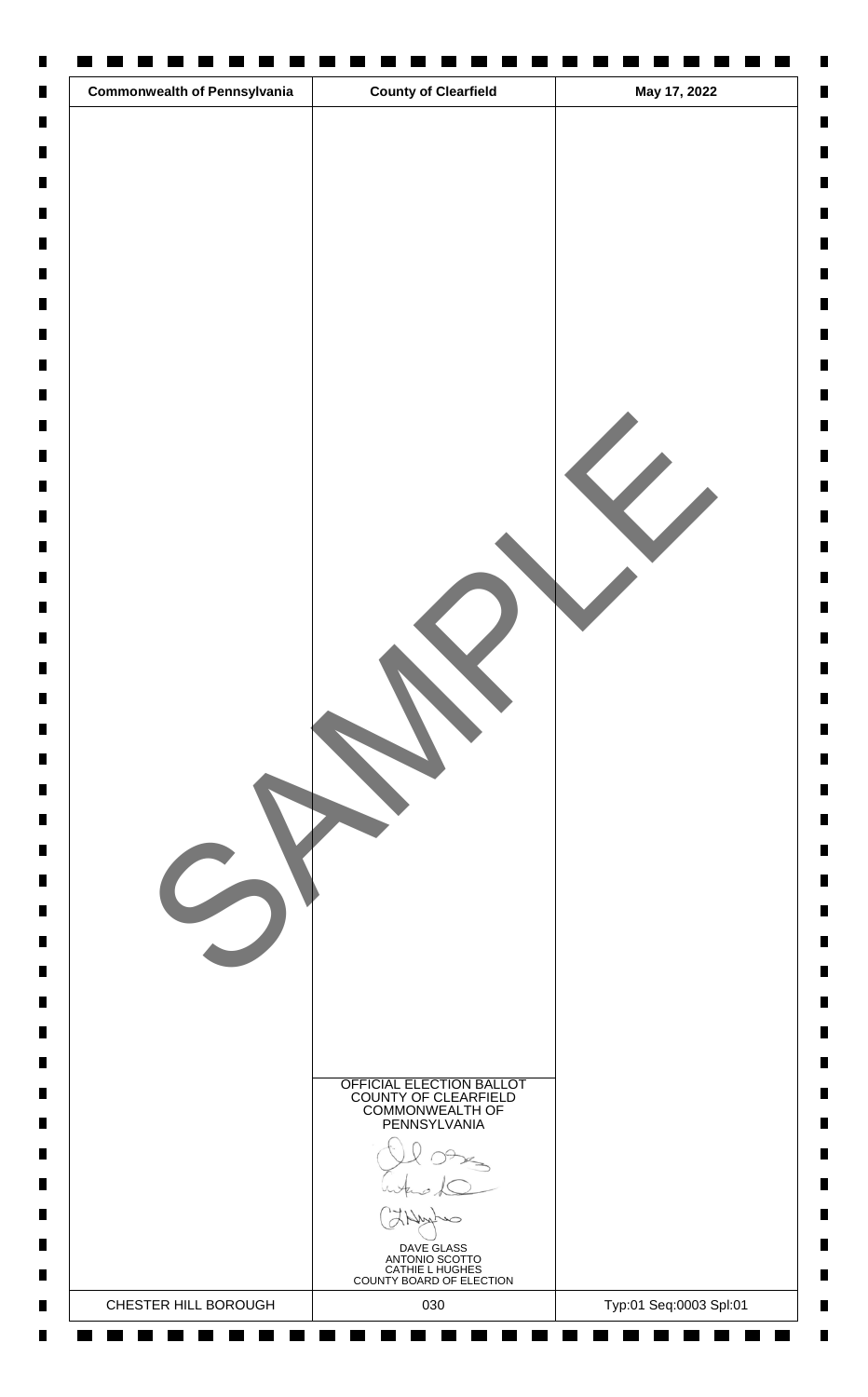| Commonwealth of Pennsylvania | County of Clearfield | May 17, 2022 |
| --- | --- | --- |
| | OFFICIAL ELECTION BALLOT COUNTY OF CLEARFIELD COMMONWEALTH OF PENNSYLVANIA DAVE GLASS ANTONIO SCOTTO CATHIE L HUGHES COUNTY BOARD OF ELECTION | |
| CHESTER HILL BOROUGH | 030 | Typ:01 Seq:0003 Spl:01 |

SAMPLE